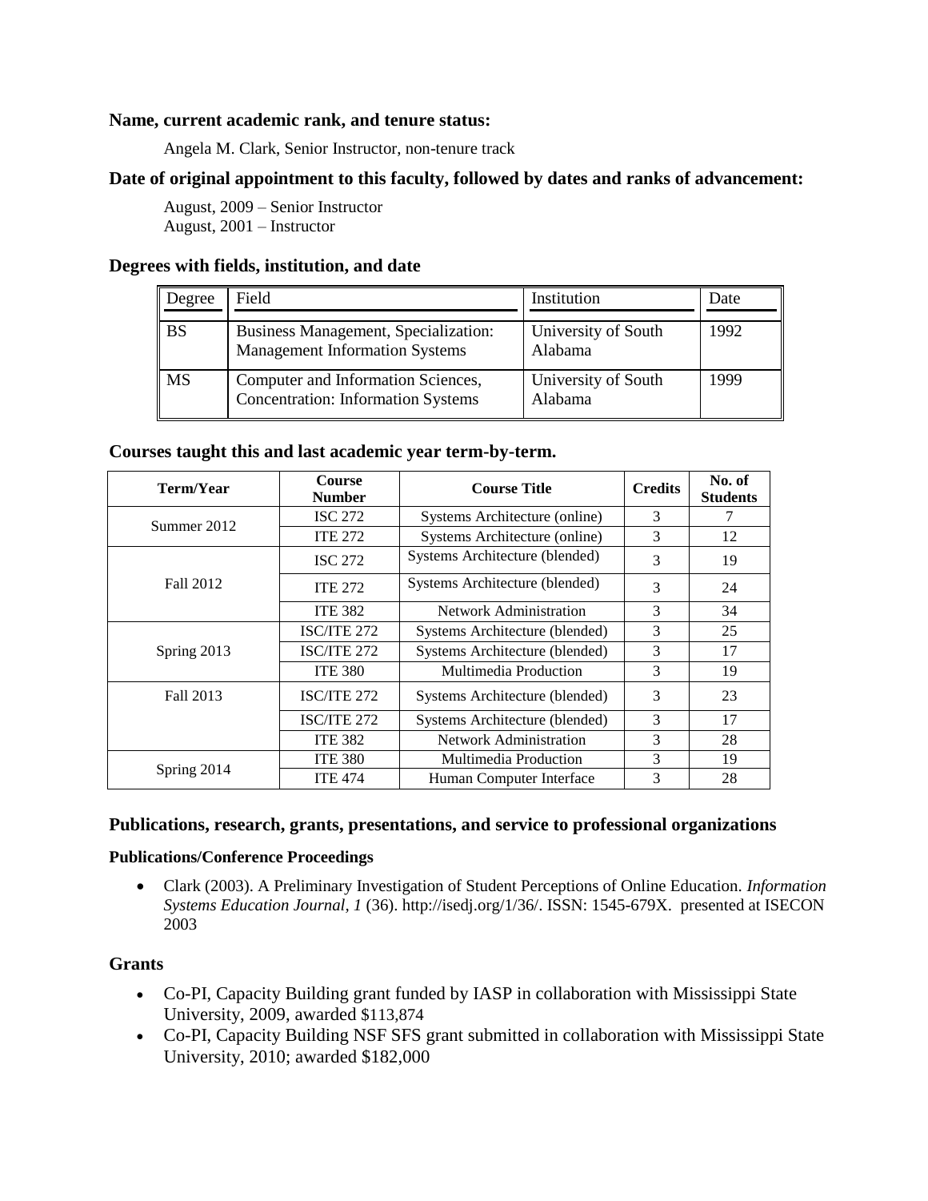**Name, current academic rank, and tenure status:**

Angela M. Clark, Senior Instructor, non-tenure track

**Date of original appointment to this faculty, followed by dates and ranks of advancement:**

August, 2009 – Senior Instructor
August, 2001 – Instructor

**Degrees with fields, institution, and date**

| Degree | Field | Institution | Date |
|---|---|---|---|
| BS | Business Management, Specialization: Management Information Systems | University of South Alabama | 1992 |
| MS | Computer and Information Sciences, Concentration: Information Systems | University of South Alabama | 1999 |

**Courses taught this and last academic year term-by-term.**

| Term/Year | Course Number | Course Title | Credits | No. of Students |
|---|---|---|---|---|
| Summer 2012 | ISC 272 | Systems Architecture (online) | 3 | 7 |
| | ITE 272 | Systems Architecture (online) | 3 | 12 |
| Fall 2012 | ISC 272 | Systems Architecture (blended) | 3 | 19 |
| | ITE 272 | Systems Architecture (blended) | 3 | 24 |
| | ITE 382 | Network Administration | 3 | 34 |
| Spring 2013 | ISC/ITE 272 | Systems Architecture (blended) | 3 | 25 |
| | ISC/ITE 272 | Systems Architecture (blended) | 3 | 17 |
| | ITE 380 | Multimedia Production | 3 | 19 |
| Fall 2013 | ISC/ITE 272 | Systems Architecture (blended) | 3 | 23 |
| | ISC/ITE 272 | Systems Architecture (blended) | 3 | 17 |
| | ITE 382 | Network Administration | 3 | 28 |
| Spring 2014 | ITE 380 | Multimedia Production | 3 | 19 |
| | ITE 474 | Human Computer Interface | 3 | 28 |

**Publications, research, grants, presentations, and service to professional organizations**

**Publications/Conference Proceedings**

- Clark (2003). A Preliminary Investigation of Student Perceptions of Online Education. *Information Systems Education Journal*, *1* (36). http://isedj.org/1/36/. ISSN: 1545-679X. presented at ISECON 2003

**Grants**

- Co-PI, Capacity Building grant funded by IASP in collaboration with Mississippi State University, 2009, awarded $113,874
- Co-PI, Capacity Building NSF SFS grant submitted in collaboration with Mississippi State University, 2010; awarded $182,000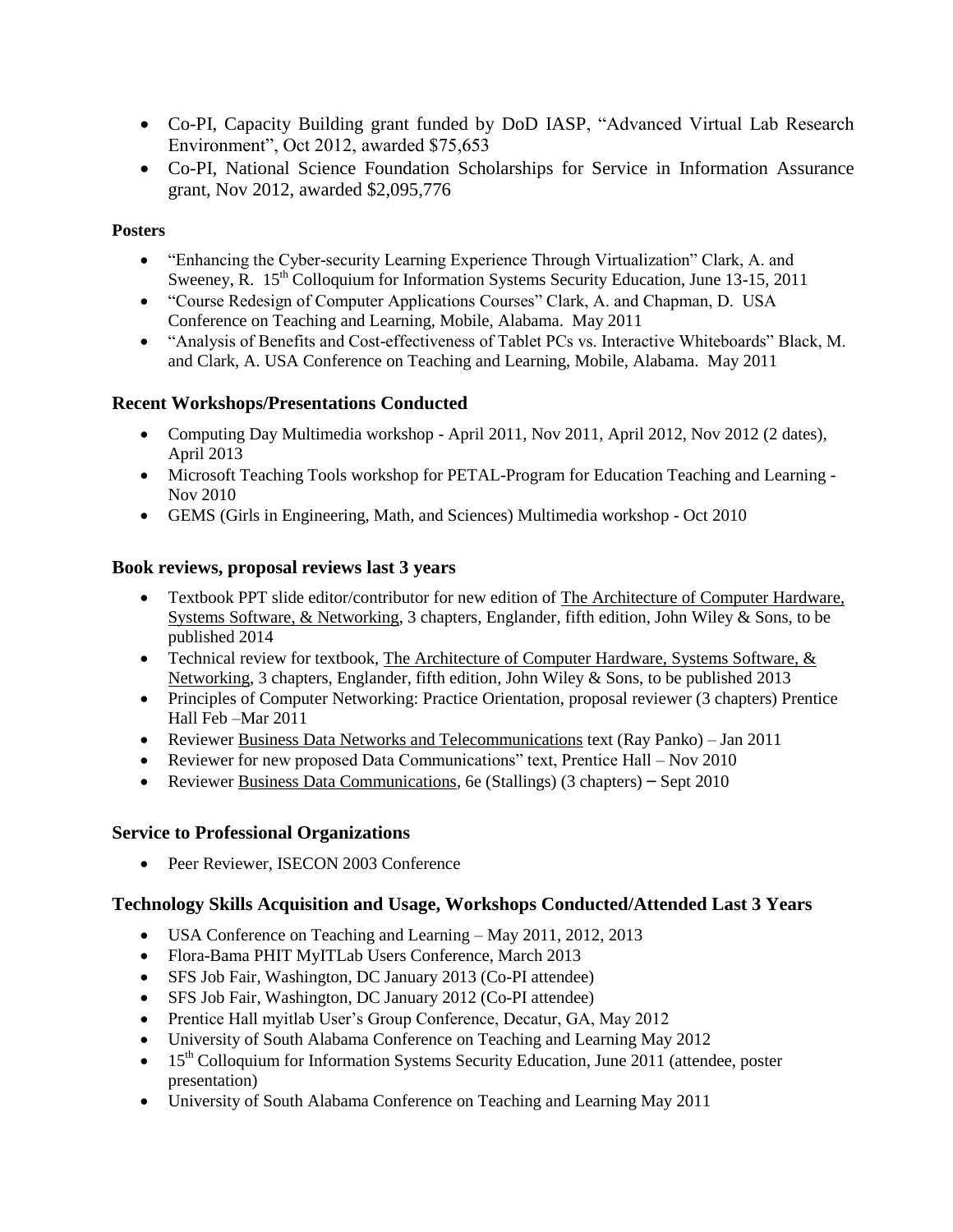- Co-PI, Capacity Building grant funded by DoD IASP, “Advanced Virtual Lab Research Environment”, Oct 2012, awarded $75,653
- Co-PI, National Science Foundation Scholarships for Service in Information Assurance grant, Nov 2012, awarded $2,095,776

**Posters**

- “Enhancing the Cyber-security Learning Experience Through Virtualization” Clark, A. and Sweeney, R. 15th Colloquium for Information Systems Security Education, June 13-15, 2011
- “Course Redesign of Computer Applications Courses” Clark, A. and Chapman, D. USA Conference on Teaching and Learning, Mobile, Alabama. May 2011
- “Analysis of Benefits and Cost-effectiveness of Tablet PCs vs. Interactive Whiteboards” Black, M. and Clark, A. USA Conference on Teaching and Learning, Mobile, Alabama. May 2011

## Recent Workshops/Presentations Conducted

- Computing Day Multimedia workshop - April 2011, Nov 2011, April 2012, Nov 2012 (2 dates), April 2013
- Microsoft Teaching Tools workshop for PETAL-Program for Education Teaching and Learning - Nov 2010
- GEMS (Girls in Engineering, Math, and Sciences) Multimedia workshop - Oct 2010

## Book reviews, proposal reviews last 3 years

- Textbook PPT slide editor/contributor for new edition of The Architecture of Computer Hardware, Systems Software, & Networking, 3 chapters, Englander, fifth edition, John Wiley & Sons, to be published 2014
- Technical review for textbook, The Architecture of Computer Hardware, Systems Software, & Networking, 3 chapters, Englander, fifth edition, John Wiley & Sons, to be published 2013
- Principles of Computer Networking: Practice Orientation, proposal reviewer (3 chapters) Prentice Hall Feb –Mar 2011
- Reviewer Business Data Networks and Telecommunications text (Ray Panko) – Jan 2011
- Reviewer for new proposed Data Communications” text, Prentice Hall – Nov 2010
- Reviewer Business Data Communications, 6e (Stallings) (3 chapters) – Sept 2010

## Service to Professional Organizations

- Peer Reviewer, ISECON 2003 Conference

## Technology Skills Acquisition and Usage, Workshops Conducted/Attended Last 3 Years

- USA Conference on Teaching and Learning – May 2011, 2012, 2013
- Flora-Bama PHIT MyITLab Users Conference, March 2013
- SFS Job Fair, Washington, DC January 2013 (Co-PI attendee)
- SFS Job Fair, Washington, DC January 2012 (Co-PI attendee)
- Prentice Hall myitlab User’s Group Conference, Decatur, GA, May 2012
- University of South Alabama Conference on Teaching and Learning May 2012
- 15th Colloquium for Information Systems Security Education, June 2011 (attendee, poster presentation)
- University of South Alabama Conference on Teaching and Learning May 2011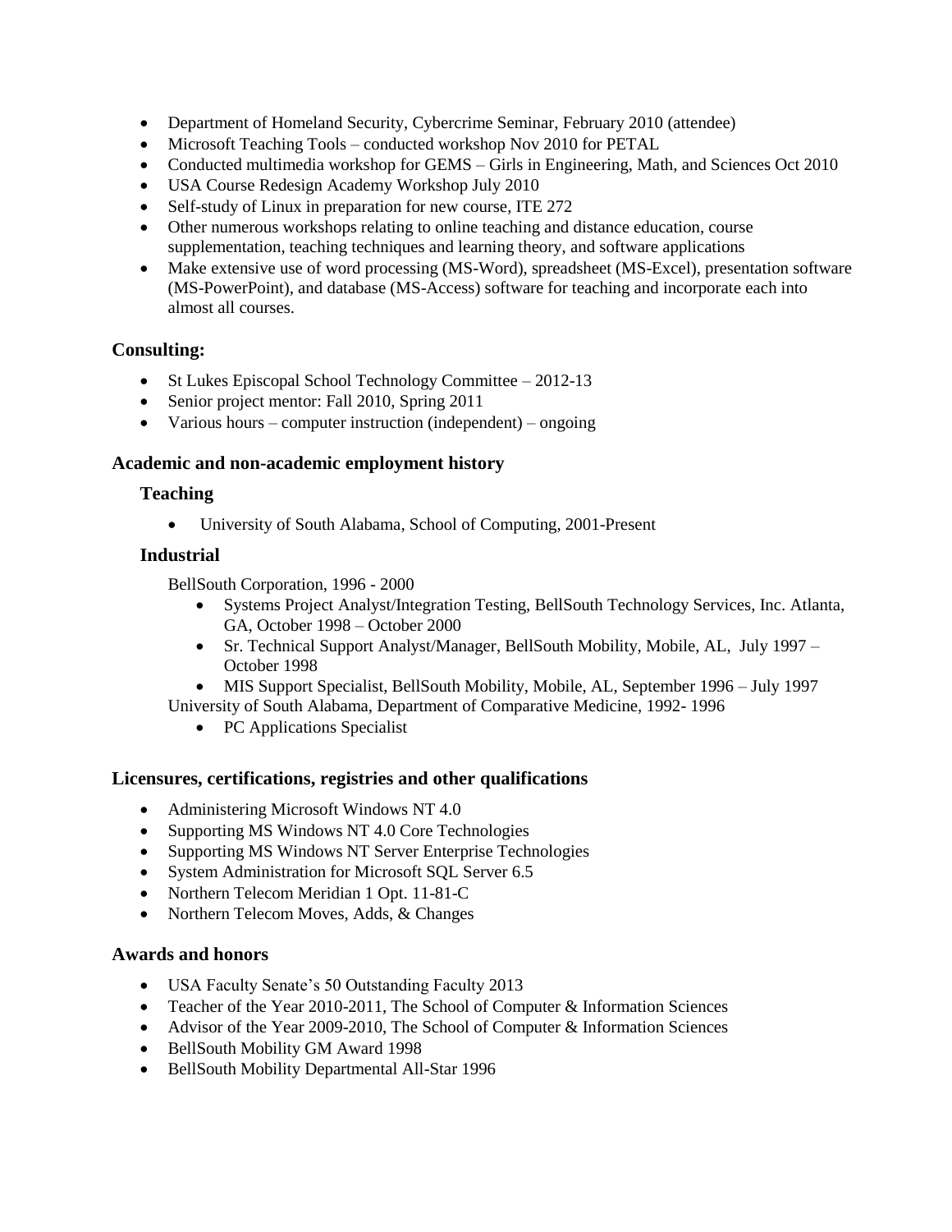- Department of Homeland Security, Cybercrime Seminar, February 2010 (attendee)
- Microsoft Teaching Tools – conducted workshop Nov 2010 for PETAL
- Conducted multimedia workshop for GEMS – Girls in Engineering, Math, and Sciences Oct 2010
- USA Course Redesign Academy Workshop July 2010
- Self-study of Linux in preparation for new course, ITE 272
- Other numerous workshops relating to online teaching and distance education, course supplementation, teaching techniques and learning theory, and software applications
- Make extensive use of word processing (MS-Word), spreadsheet (MS-Excel), presentation software (MS-PowerPoint), and database (MS-Access) software for teaching and incorporate each into almost all courses.

### Consulting:

- St Lukes Episcopal School Technology Committee – 2012-13
- Senior project mentor: Fall 2010, Spring 2011
- Various hours – computer instruction (independent) – ongoing

### Academic and non-academic employment history

#### Teaching

- University of South Alabama, School of Computing, 2001-Present

#### Industrial

BellSouth Corporation, 1996 - 2000

- Systems Project Analyst/Integration Testing, BellSouth Technology Services, Inc. Atlanta, GA, October 1998 – October 2000
- Sr. Technical Support Analyst/Manager, BellSouth Mobility, Mobile, AL, July 1997 – October 1998
- MIS Support Specialist, BellSouth Mobility, Mobile, AL, September 1996 – July 1997

University of South Alabama, Department of Comparative Medicine, 1992- 1996

- PC Applications Specialist

### Licensures, certifications, registries and other qualifications

- Administering Microsoft Windows NT 4.0
- Supporting MS Windows NT 4.0 Core Technologies
- Supporting MS Windows NT Server Enterprise Technologies
- System Administration for Microsoft SQL Server 6.5
- Northern Telecom Meridian 1 Opt. 11-81-C
- Northern Telecom Moves, Adds, & Changes

### Awards and honors

- USA Faculty Senate's 50 Outstanding Faculty 2013
- Teacher of the Year 2010-2011, The School of Computer & Information Sciences
- Advisor of the Year 2009-2010, The School of Computer & Information Sciences
- BellSouth Mobility GM Award 1998
- BellSouth Mobility Departmental All-Star 1996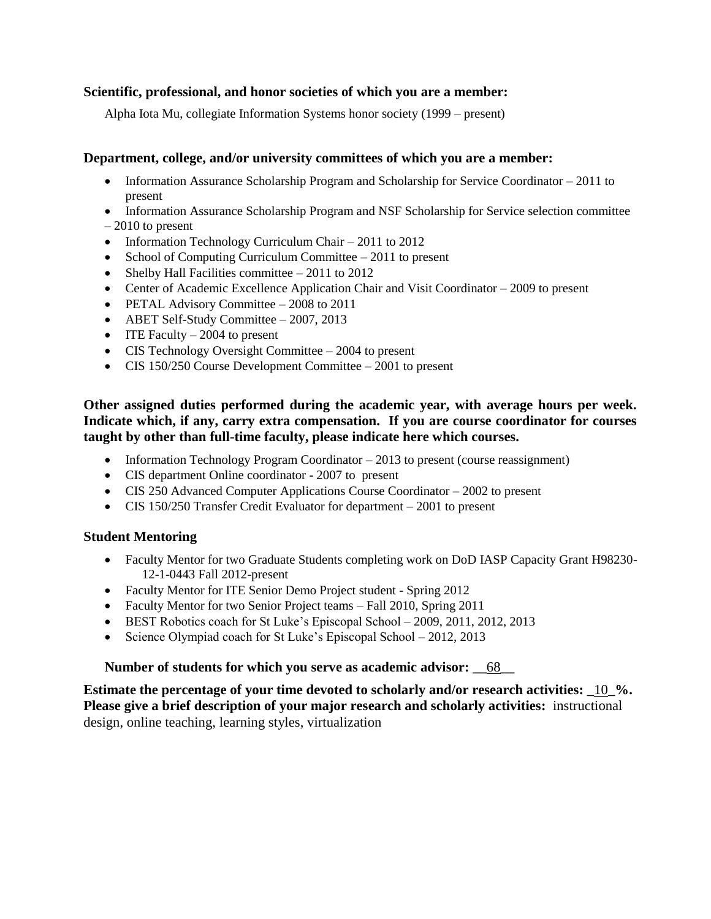**Scientific, professional, and honor societies of which you are a member:**

Alpha Iota Mu, collegiate Information Systems honor society (1999 – present)

**Department, college, and/or university committees of which you are a member:**

- Information Assurance Scholarship Program and Scholarship for Service Coordinator – 2011 to present
- Information Assurance Scholarship Program and NSF Scholarship for Service selection committee – 2010 to present
- Information Technology Curriculum Chair – 2011 to 2012
- School of Computing Curriculum Committee – 2011 to present
- Shelby Hall Facilities committee – 2011 to 2012
- Center of Academic Excellence Application Chair and Visit Coordinator – 2009 to present
- PETAL Advisory Committee – 2008 to 2011
- ABET Self-Study Committee – 2007, 2013
- ITE Faculty – 2004 to present
- CIS Technology Oversight Committee – 2004 to present
- CIS 150/250 Course Development Committee – 2001 to present

**Other assigned duties performed during the academic year, with average hours per week. Indicate which, if any, carry extra compensation. If you are course coordinator for courses taught by other than full-time faculty, please indicate here which courses.**

- Information Technology Program Coordinator – 2013 to present (course reassignment)
- CIS department Online coordinator - 2007 to present
- CIS 250 Advanced Computer Applications Course Coordinator – 2002 to present
- CIS 150/250 Transfer Credit Evaluator for department – 2001 to present

**Student Mentoring**

- Faculty Mentor for two Graduate Students completing work on DoD IASP Capacity Grant H98230-12-1-0443 Fall 2012-present
- Faculty Mentor for ITE Senior Demo Project student - Spring 2012
- Faculty Mentor for two Senior Project teams – Fall 2010, Spring 2011
- BEST Robotics coach for St Luke's Episcopal School – 2009, 2011, 2012, 2013
- Science Olympiad coach for St Luke's Episcopal School – 2012, 2013

**Number of students for which you serve as academic advisor:** __68__

**Estimate the percentage of your time devoted to scholarly and/or research activities:** _10_**%.**
**Please give a brief description of your major research and scholarly activities:** instructional design, online teaching, learning styles, virtualization